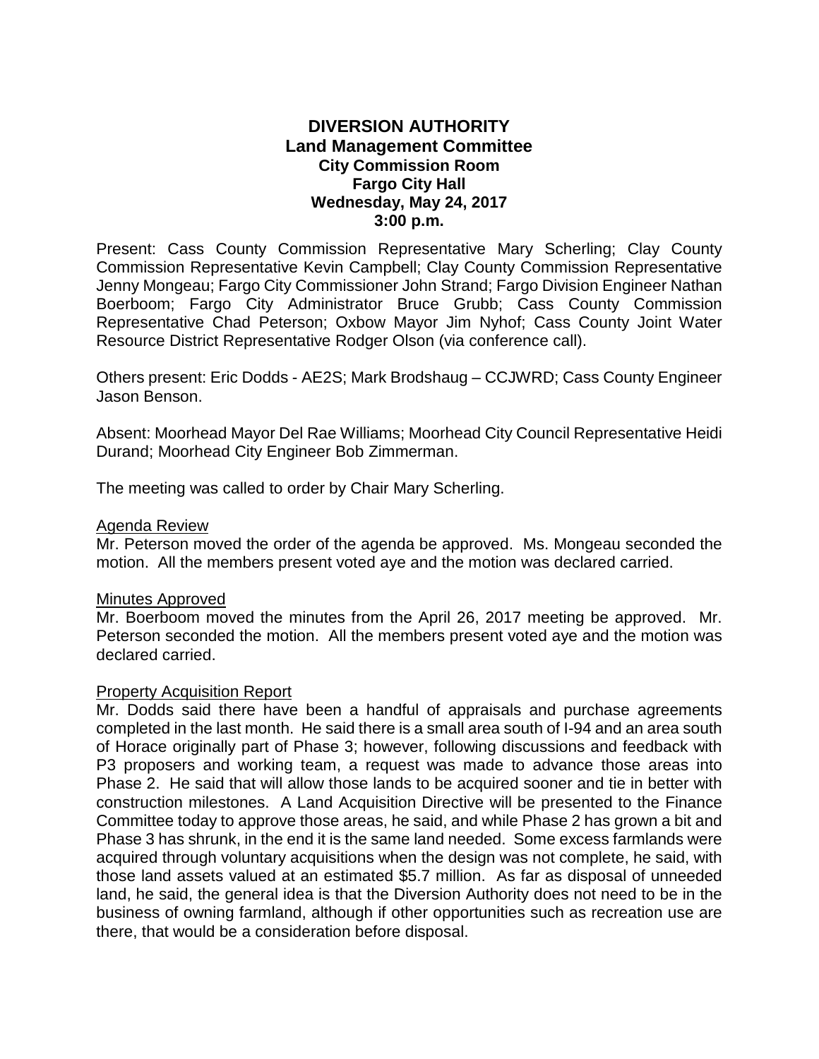# DIVERSION AUTHORITY
## Land Management Committee
### City Commission Room
### Fargo City Hall
### Wednesday, May 24, 2017
### 3:00 p.m.

Present: Cass County Commission Representative Mary Scherling; Clay County Commission Representative Kevin Campbell; Clay County Commission Representative Jenny Mongeau; Fargo City Commissioner John Strand; Fargo Division Engineer Nathan Boerboom; Fargo City Administrator Bruce Grubb; Cass County Commission Representative Chad Peterson; Oxbow Mayor Jim Nyhof; Cass County Joint Water Resource District Representative Rodger Olson (via conference call).

Others present: Eric Dodds - AE2S; Mark Brodshaug – CCJWRD; Cass County Engineer Jason Benson.

Absent: Moorhead Mayor Del Rae Williams; Moorhead City Council Representative Heidi Durand; Moorhead City Engineer Bob Zimmerman.

The meeting was called to order by Chair Mary Scherling.

Agenda Review

Mr. Peterson moved the order of the agenda be approved. Ms. Mongeau seconded the motion. All the members present voted aye and the motion was declared carried.

Minutes Approved

Mr. Boerboom moved the minutes from the April 26, 2017 meeting be approved. Mr. Peterson seconded the motion. All the members present voted aye and the motion was declared carried.

Property Acquisition Report

Mr. Dodds said there have been a handful of appraisals and purchase agreements completed in the last month. He said there is a small area south of I-94 and an area south of Horace originally part of Phase 3; however, following discussions and feedback with P3 proposers and working team, a request was made to advance those areas into Phase 2. He said that will allow those lands to be acquired sooner and tie in better with construction milestones. A Land Acquisition Directive will be presented to the Finance Committee today to approve those areas, he said, and while Phase 2 has grown a bit and Phase 3 has shrunk, in the end it is the same land needed. Some excess farmlands were acquired through voluntary acquisitions when the design was not complete, he said, with those land assets valued at an estimated $5.7 million. As far as disposal of unneeded land, he said, the general idea is that the Diversion Authority does not need to be in the business of owning farmland, although if other opportunities such as recreation use are there, that would be a consideration before disposal.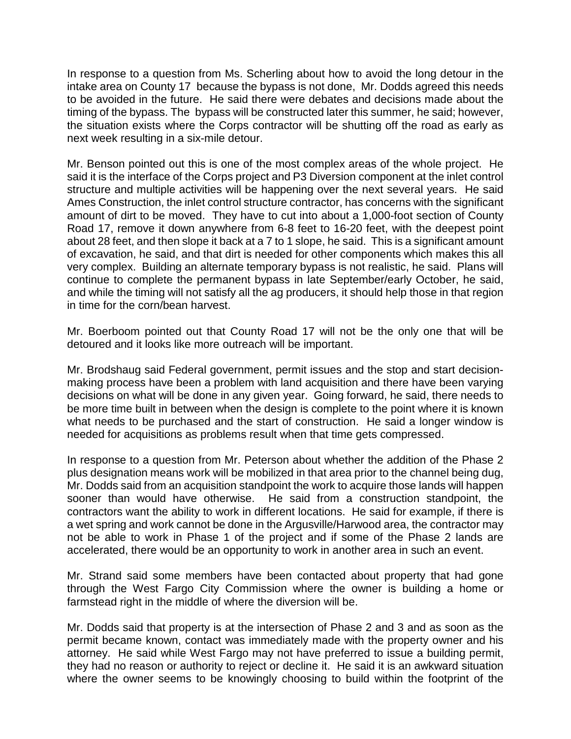In response to a question from Ms. Scherling about how to avoid the long detour in the intake area on County 17 because the bypass is not done, Mr. Dodds agreed this needs to be avoided in the future. He said there were debates and decisions made about the timing of the bypass. The bypass will be constructed later this summer, he said; however, the situation exists where the Corps contractor will be shutting off the road as early as next week resulting in a six-mile detour.

Mr. Benson pointed out this is one of the most complex areas of the whole project. He said it is the interface of the Corps project and P3 Diversion component at the inlet control structure and multiple activities will be happening over the next several years. He said Ames Construction, the inlet control structure contractor, has concerns with the significant amount of dirt to be moved. They have to cut into about a 1,000-foot section of County Road 17, remove it down anywhere from 6-8 feet to 16-20 feet, with the deepest point about 28 feet, and then slope it back at a 7 to 1 slope, he said. This is a significant amount of excavation, he said, and that dirt is needed for other components which makes this all very complex. Building an alternate temporary bypass is not realistic, he said. Plans will continue to complete the permanent bypass in late September/early October, he said, and while the timing will not satisfy all the ag producers, it should help those in that region in time for the corn/bean harvest.

Mr. Boerboom pointed out that County Road 17 will not be the only one that will be detoured and it looks like more outreach will be important.

Mr. Brodshaug said Federal government, permit issues and the stop and start decision-making process have been a problem with land acquisition and there have been varying decisions on what will be done in any given year. Going forward, he said, there needs to be more time built in between when the design is complete to the point where it is known what needs to be purchased and the start of construction. He said a longer window is needed for acquisitions as problems result when that time gets compressed.

In response to a question from Mr. Peterson about whether the addition of the Phase 2 plus designation means work will be mobilized in that area prior to the channel being dug, Mr. Dodds said from an acquisition standpoint the work to acquire those lands will happen sooner than would have otherwise. He said from a construction standpoint, the contractors want the ability to work in different locations. He said for example, if there is a wet spring and work cannot be done in the Argusville/Harwood area, the contractor may not be able to work in Phase 1 of the project and if some of the Phase 2 lands are accelerated, there would be an opportunity to work in another area in such an event.

Mr. Strand said some members have been contacted about property that had gone through the West Fargo City Commission where the owner is building a home or farmstead right in the middle of where the diversion will be.

Mr. Dodds said that property is at the intersection of Phase 2 and 3 and as soon as the permit became known, contact was immediately made with the property owner and his attorney. He said while West Fargo may not have preferred to issue a building permit, they had no reason or authority to reject or decline it. He said it is an awkward situation where the owner seems to be knowingly choosing to build within the footprint of the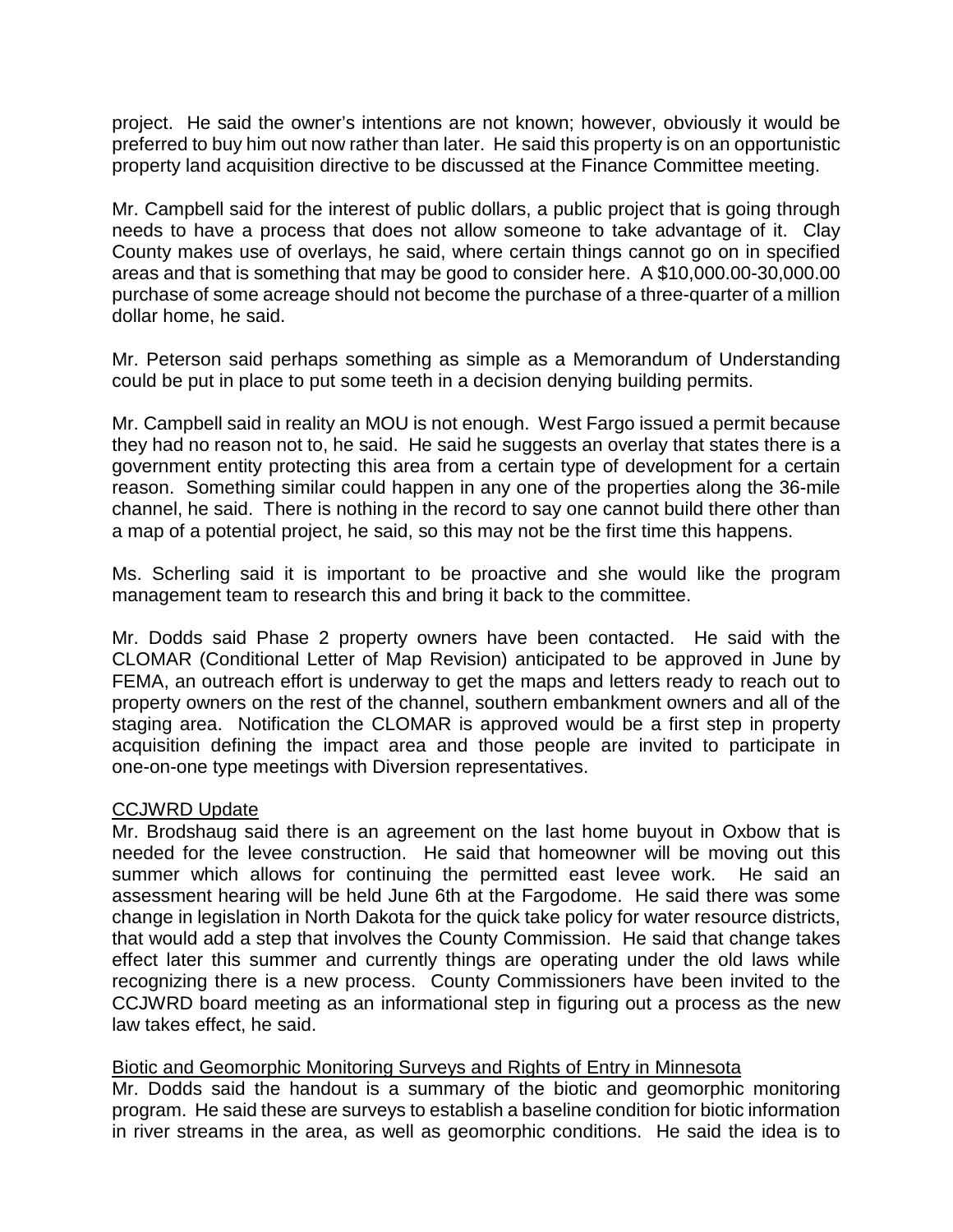project. He said the owner's intentions are not known; however, obviously it would be preferred to buy him out now rather than later. He said this property is on an opportunistic property land acquisition directive to be discussed at the Finance Committee meeting.

Mr. Campbell said for the interest of public dollars, a public project that is going through needs to have a process that does not allow someone to take advantage of it. Clay County makes use of overlays, he said, where certain things cannot go on in specified areas and that is something that may be good to consider here. A $10,000.00-30,000.00 purchase of some acreage should not become the purchase of a three-quarter of a million dollar home, he said.

Mr. Peterson said perhaps something as simple as a Memorandum of Understanding could be put in place to put some teeth in a decision denying building permits.

Mr. Campbell said in reality an MOU is not enough. West Fargo issued a permit because they had no reason not to, he said. He said he suggests an overlay that states there is a government entity protecting this area from a certain type of development for a certain reason. Something similar could happen in any one of the properties along the 36-mile channel, he said. There is nothing in the record to say one cannot build there other than a map of a potential project, he said, so this may not be the first time this happens.

Ms. Scherling said it is important to be proactive and she would like the program management team to research this and bring it back to the committee.

Mr. Dodds said Phase 2 property owners have been contacted. He said with the CLOMAR (Conditional Letter of Map Revision) anticipated to be approved in June by FEMA, an outreach effort is underway to get the maps and letters ready to reach out to property owners on the rest of the channel, southern embankment owners and all of the staging area. Notification the CLOMAR is approved would be a first step in property acquisition defining the impact area and those people are invited to participate in one-on-one type meetings with Diversion representatives.

CCJWRD Update

Mr. Brodshaug said there is an agreement on the last home buyout in Oxbow that is needed for the levee construction. He said that homeowner will be moving out this summer which allows for continuing the permitted east levee work. He said an assessment hearing will be held June 6th at the Fargodome. He said there was some change in legislation in North Dakota for the quick take policy for water resource districts, that would add a step that involves the County Commission. He said that change takes effect later this summer and currently things are operating under the old laws while recognizing there is a new process. County Commissioners have been invited to the CCJWRD board meeting as an informational step in figuring out a process as the new law takes effect, he said.

Biotic and Geomorphic Monitoring Surveys and Rights of Entry in Minnesota

Mr. Dodds said the handout is a summary of the biotic and geomorphic monitoring program. He said these are surveys to establish a baseline condition for biotic information in river streams in the area, as well as geomorphic conditions. He said the idea is to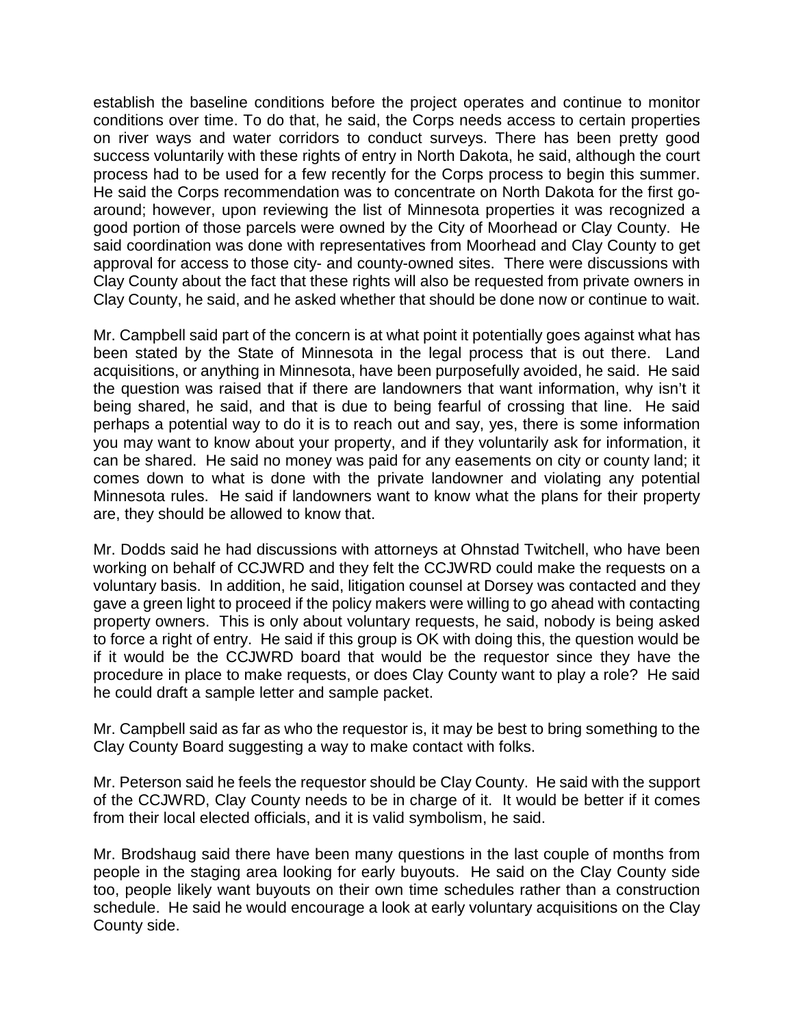establish the baseline conditions before the project operates and continue to monitor conditions over time. To do that, he said, the Corps needs access to certain properties on river ways and water corridors to conduct surveys. There has been pretty good success voluntarily with these rights of entry in North Dakota, he said, although the court process had to be used for a few recently for the Corps process to begin this summer. He said the Corps recommendation was to concentrate on North Dakota for the first go-around; however, upon reviewing the list of Minnesota properties it was recognized a good portion of those parcels were owned by the City of Moorhead or Clay County. He said coordination was done with representatives from Moorhead and Clay County to get approval for access to those city- and county-owned sites. There were discussions with Clay County about the fact that these rights will also be requested from private owners in Clay County, he said, and he asked whether that should be done now or continue to wait.

Mr. Campbell said part of the concern is at what point it potentially goes against what has been stated by the State of Minnesota in the legal process that is out there. Land acquisitions, or anything in Minnesota, have been purposefully avoided, he said. He said the question was raised that if there are landowners that want information, why isn't it being shared, he said, and that is due to being fearful of crossing that line. He said perhaps a potential way to do it is to reach out and say, yes, there is some information you may want to know about your property, and if they voluntarily ask for information, it can be shared. He said no money was paid for any easements on city or county land; it comes down to what is done with the private landowner and violating any potential Minnesota rules. He said if landowners want to know what the plans for their property are, they should be allowed to know that.

Mr. Dodds said he had discussions with attorneys at Ohnstad Twitchell, who have been working on behalf of CCJWRD and they felt the CCJWRD could make the requests on a voluntary basis. In addition, he said, litigation counsel at Dorsey was contacted and they gave a green light to proceed if the policy makers were willing to go ahead with contacting property owners. This is only about voluntary requests, he said, nobody is being asked to force a right of entry. He said if this group is OK with doing this, the question would be if it would be the CCJWRD board that would be the requestor since they have the procedure in place to make requests, or does Clay County want to play a role? He said he could draft a sample letter and sample packet.

Mr. Campbell said as far as who the requestor is, it may be best to bring something to the Clay County Board suggesting a way to make contact with folks.

Mr. Peterson said he feels the requestor should be Clay County. He said with the support of the CCJWRD, Clay County needs to be in charge of it. It would be better if it comes from their local elected officials, and it is valid symbolism, he said.

Mr. Brodshaug said there have been many questions in the last couple of months from people in the staging area looking for early buyouts. He said on the Clay County side too, people likely want buyouts on their own time schedules rather than a construction schedule. He said he would encourage a look at early voluntary acquisitions on the Clay County side.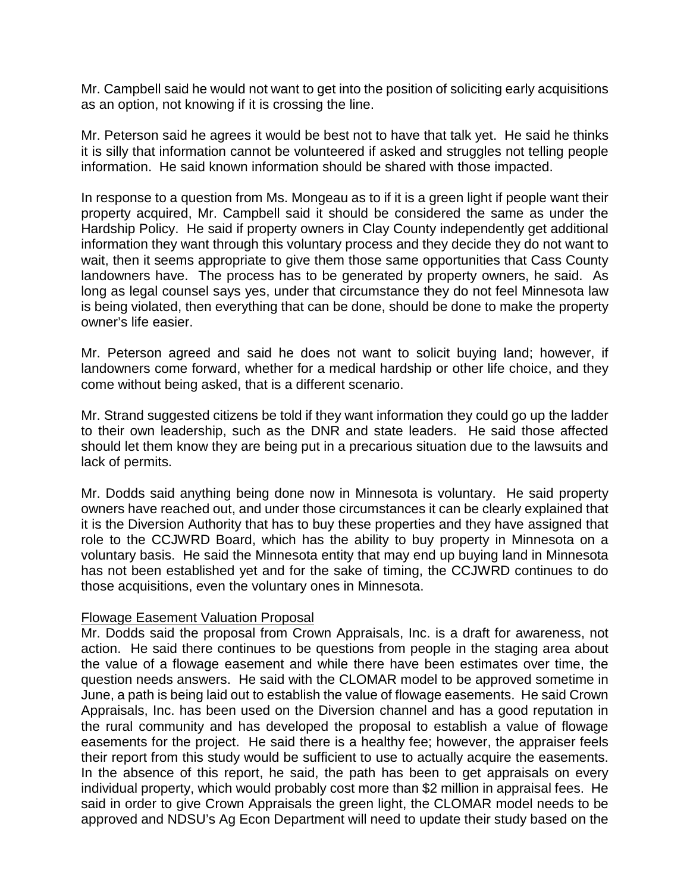Mr. Campbell said he would not want to get into the position of soliciting early acquisitions as an option, not knowing if it is crossing the line.

Mr. Peterson said he agrees it would be best not to have that talk yet. He said he thinks it is silly that information cannot be volunteered if asked and struggles not telling people information. He said known information should be shared with those impacted.

In response to a question from Ms. Mongeau as to if it is a green light if people want their property acquired, Mr. Campbell said it should be considered the same as under the Hardship Policy. He said if property owners in Clay County independently get additional information they want through this voluntary process and they decide they do not want to wait, then it seems appropriate to give them those same opportunities that Cass County landowners have. The process has to be generated by property owners, he said. As long as legal counsel says yes, under that circumstance they do not feel Minnesota law is being violated, then everything that can be done, should be done to make the property owner's life easier.

Mr. Peterson agreed and said he does not want to solicit buying land; however, if landowners come forward, whether for a medical hardship or other life choice, and they come without being asked, that is a different scenario.

Mr. Strand suggested citizens be told if they want information they could go up the ladder to their own leadership, such as the DNR and state leaders. He said those affected should let them know they are being put in a precarious situation due to the lawsuits and lack of permits.

Mr. Dodds said anything being done now in Minnesota is voluntary. He said property owners have reached out, and under those circumstances it can be clearly explained that it is the Diversion Authority that has to buy these properties and they have assigned that role to the CCJWRD Board, which has the ability to buy property in Minnesota on a voluntary basis. He said the Minnesota entity that may end up buying land in Minnesota has not been established yet and for the sake of timing, the CCJWRD continues to do those acquisitions, even the voluntary ones in Minnesota.

Flowage Easement Valuation Proposal

Mr. Dodds said the proposal from Crown Appraisals, Inc. is a draft for awareness, not action. He said there continues to be questions from people in the staging area about the value of a flowage easement and while there have been estimates over time, the question needs answers. He said with the CLOMAR model to be approved sometime in June, a path is being laid out to establish the value of flowage easements. He said Crown Appraisals, Inc. has been used on the Diversion channel and has a good reputation in the rural community and has developed the proposal to establish a value of flowage easements for the project. He said there is a healthy fee; however, the appraiser feels their report from this study would be sufficient to use to actually acquire the easements. In the absence of this report, he said, the path has been to get appraisals on every individual property, which would probably cost more than $2 million in appraisal fees. He said in order to give Crown Appraisals the green light, the CLOMAR model needs to be approved and NDSU's Ag Econ Department will need to update their study based on the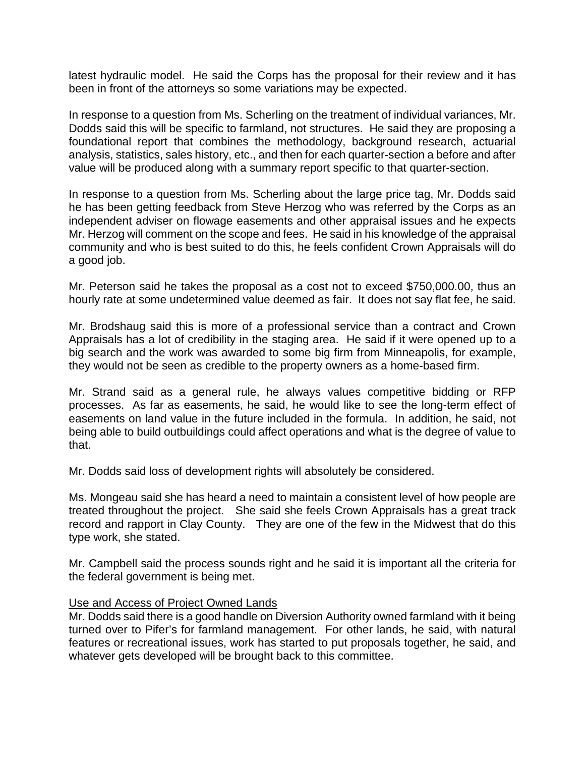latest hydraulic model. He said the Corps has the proposal for their review and it has been in front of the attorneys so some variations may be expected.

In response to a question from Ms. Scherling on the treatment of individual variances, Mr. Dodds said this will be specific to farmland, not structures. He said they are proposing a foundational report that combines the methodology, background research, actuarial analysis, statistics, sales history, etc., and then for each quarter-section a before and after value will be produced along with a summary report specific to that quarter-section.

In response to a question from Ms. Scherling about the large price tag, Mr. Dodds said he has been getting feedback from Steve Herzog who was referred by the Corps as an independent adviser on flowage easements and other appraisal issues and he expects Mr. Herzog will comment on the scope and fees. He said in his knowledge of the appraisal community and who is best suited to do this, he feels confident Crown Appraisals will do a good job.

Mr. Peterson said he takes the proposal as a cost not to exceed $750,000.00, thus an hourly rate at some undetermined value deemed as fair. It does not say flat fee, he said.

Mr. Brodshaug said this is more of a professional service than a contract and Crown Appraisals has a lot of credibility in the staging area. He said if it were opened up to a big search and the work was awarded to some big firm from Minneapolis, for example, they would not be seen as credible to the property owners as a home-based firm.

Mr. Strand said as a general rule, he always values competitive bidding or RFP processes. As far as easements, he said, he would like to see the long-term effect of easements on land value in the future included in the formula. In addition, he said, not being able to build outbuildings could affect operations and what is the degree of value to that.

Mr. Dodds said loss of development rights will absolutely be considered.

Ms. Mongeau said she has heard a need to maintain a consistent level of how people are treated throughout the project. She said she feels Crown Appraisals has a great track record and rapport in Clay County. They are one of the few in the Midwest that do this type work, she stated.

Mr. Campbell said the process sounds right and he said it is important all the criteria for the federal government is being met.

Use and Access of Project Owned Lands

Mr. Dodds said there is a good handle on Diversion Authority owned farmland with it being turned over to Pifer's for farmland management. For other lands, he said, with natural features or recreational issues, work has started to put proposals together, he said, and whatever gets developed will be brought back to this committee.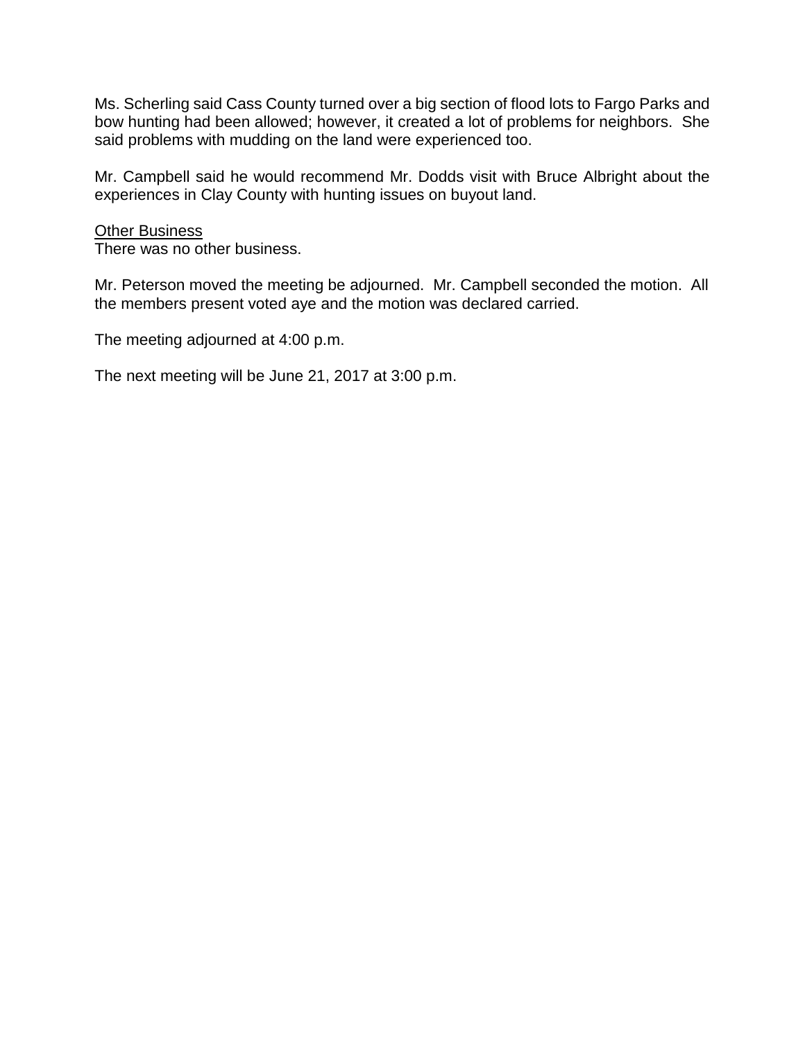Ms. Scherling said Cass County turned over a big section of flood lots to Fargo Parks and bow hunting had been allowed; however, it created a lot of problems for neighbors. She said problems with mudding on the land were experienced too.

Mr. Campbell said he would recommend Mr. Dodds visit with Bruce Albright about the experiences in Clay County with hunting issues on buyout land.

<u>Other Business</u>
There was no other business.

Mr. Peterson moved the meeting be adjourned. Mr. Campbell seconded the motion. All the members present voted aye and the motion was declared carried.

The meeting adjourned at 4:00 p.m.

The next meeting will be June 21, 2017 at 3:00 p.m.